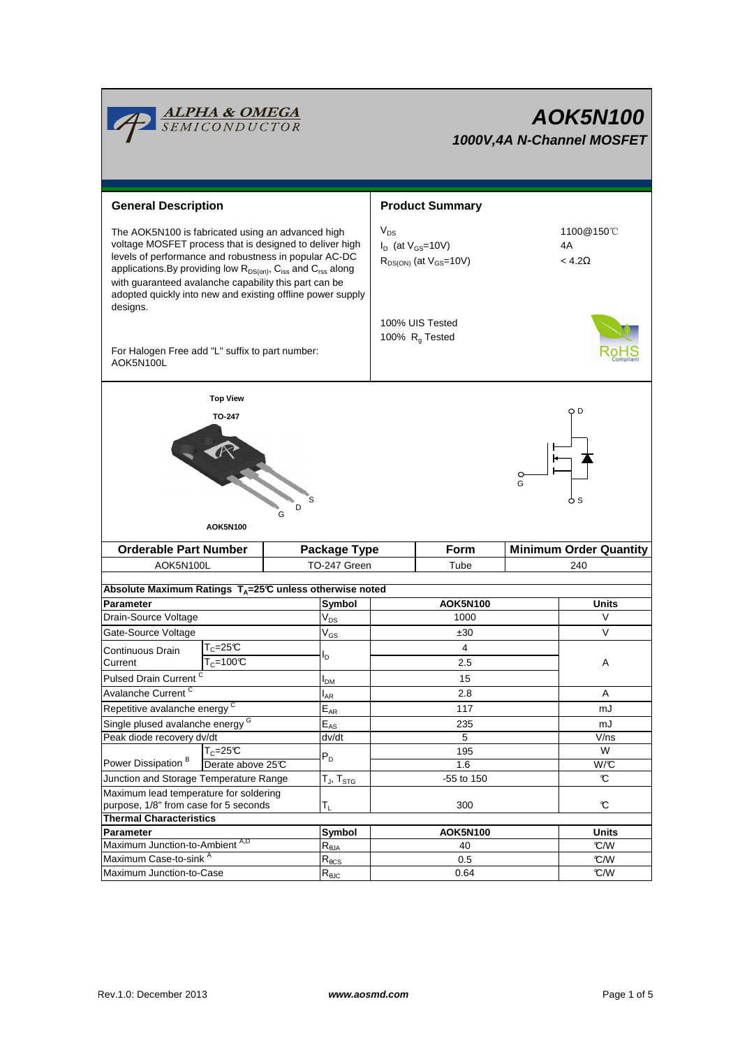# AOK5N100

## 1000V,4A N-Channel MOSFET

## General Description

The AOK5N100 is fabricated using an advanced high voltage MOSFET process that is designed to deliver high levels of performance and robustness in popular AC-DC applications.By providing low $R_{DS(on)}$, $C_{iss}$ and $C_{rss}$ along with guaranteed avalanche capability this part can be adopted quickly into new and existing offline power supply designs.

For Halogen Free add "L" suffix to part number: AOK5N100L

## Product Summary

| | |
|---|---|
| $V_{DS}$ | 1100@150℃ |
| $I_D$ (at $V_{GS}$=10V) | 4A |
| $R_{DS(ON)}$ (at $V_{GS}$=10V) | < 4.2Ω |

100% UIS Tested
100% $R_g$ Tested

Top View
TO-247

AOK5N100

| Orderable Part Number | Package Type | Form | Minimum Order Quantity |
|---|---|---|---|
| AOK5N100L | TO-247 Green | Tube | 240 |

**Absolute Maximum Ratings $T_A$=25℃ unless otherwise noted**

| Parameter | | Symbol | AOK5N100 | Units |
|---|---|---|---|---|
| Drain-Source Voltage | | $V_{DS}$ | 1000 | V |
| Gate-Source Voltage | | $V_{GS}$ | ±30 | V |
| Continuous Drain Current | $T_C$=25℃ | $I_D$ | 4 | A |
| | $T_C$=100℃ | | 2.5 | |
| Pulsed Drain Current [C] | | $I_{DM}$ | 15 | |
| Avalanche Current [C] | | $I_{AR}$ | 2.8 | A |
| Repetitive avalanche energy [C] | | $E_{AR}$ | 117 | mJ |
| Single plused avalanche energy [G] | | $E_{AS}$ | 235 | mJ |
| Peak diode recovery dv/dt | | dv/dt | 5 | V/ns |
| Power Dissipation [B] | $T_C$=25℃ | $P_D$ | 195 | W |
| | Derate above 25℃ | | 1.6 | W/℃ |
| Junction and Storage Temperature Range | | $T_J$, $T_{STG}$ | -55 to 150 | ℃ |
| Maximum lead temperature for soldering purpose, 1/8" from case for 5 seconds | | $T_L$ | 300 | ℃ |

**Thermal Characteristics**

| Parameter | Symbol | AOK5N100 | Units |
|---|---|---|---|
| Maximum Junction-to-Ambient [A,D] | $R_{\theta JA}$ | 40 | ℃/W |
| Maximum Case-to-sink [A] | $R_{\theta CS}$ | 0.5 | ℃/W |
| Maximum Junction-to-Case | $R_{\theta JC}$ | 0.64 | ℃/W |

Rev.1.0: December 2013 www.aosmd.com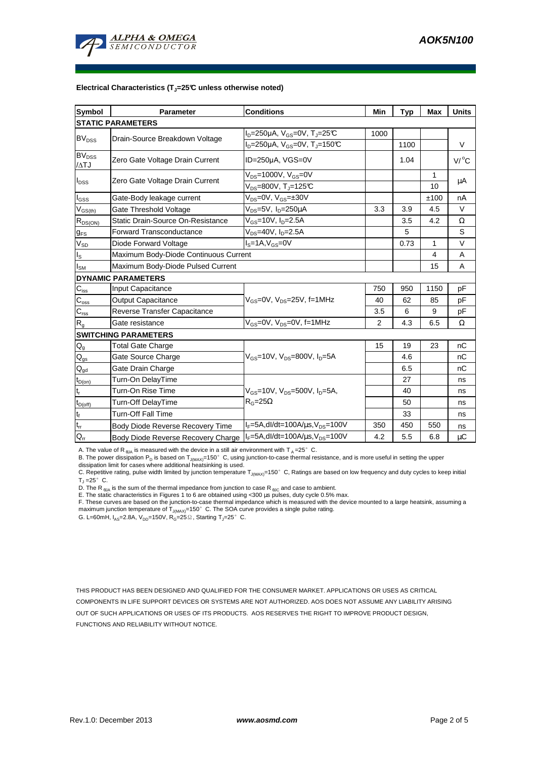**Electrical Characteristics ($T_J$=25°C unless otherwise noted)**

| Symbol | Parameter | Conditions | Min | Typ | Max | Units |
|---|---|---|---|---|---|---|
| **STATIC PARAMETERS** | | | | | | |
| $BV_{DSS}$ | Drain-Source Breakdown Voltage | $I_D$=250µA, $V_{GS}$=0V, $T_J$=25°C | 1000 | | | V |
| | | $I_D$=250µA, $V_{GS}$=0V, $T_J$=150°C | | 1100 | | |
| $BV_{DSS}$ /ΔTJ | Zero Gate Voltage Drain Current | ID=250µA, VGS=0V | | 1.04 | | V/°C |
| $I_{DSS}$ | Zero Gate Voltage Drain Current | $V_{DS}$=1000V, $V_{GS}$=0V | | | 1 | µA |
| | | $V_{DS}$=800V, $T_J$=125°C | | | 10 | |
| $I_{GSS}$ | Gate-Body leakage current | $V_{DS}$=0V, $V_{GS}$=±30V | | | ±100 | nA |
| $V_{GS(th)}$ | Gate Threshold Voltage | $V_{DS}$=5V, $I_D$=250µA | 3.3 | 3.9 | 4.5 | V |
| $R_{DS(ON)}$ | Static Drain-Source On-Resistance | $V_{GS}$=10V, $I_D$=2.5A | | 3.5 | 4.2 | Ω |
| $g_{FS}$ | Forward Transconductance | $V_{DS}$=40V, $I_D$=2.5A | | 5 | | S |
| $V_{SD}$ | Diode Forward Voltage | $I_S$=1A,$V_{GS}$=0V | | 0.73 | 1 | V |
| $I_S$ | Maximum Body-Diode Continuous Current | | | | 4 | A |
| $I_{SM}$ | Maximum Body-Diode Pulsed Current | | | | 15 | A |
| **DYNAMIC PARAMETERS** | | | | | | |
| $C_{iss}$ | Input Capacitance | $V_{GS}$=0V, $V_{DS}$=25V, f=1MHz | 750 | 950 | 1150 | pF |
| $C_{oss}$ | Output Capacitance | | 40 | 62 | 85 | pF |
| $C_{rss}$ | Reverse Transfer Capacitance | | 3.5 | 6 | 9 | pF |
| $R_g$ | Gate resistance | $V_{GS}$=0V, $V_{DS}$=0V, f=1MHz | 2 | 4.3 | 6.5 | Ω |
| **SWITCHING PARAMETERS** | | | | | | |
| $Q_g$ | Total Gate Charge | $V_{GS}$=10V, $V_{DS}$=800V, $I_D$=5A | 15 | 19 | 23 | nC |
| $Q_{gs}$ | Gate Source Charge | | | 4.6 | | nC |
| $Q_{gd}$ | Gate Drain Charge | | | 6.5 | | nC |
| $t_{D(on)}$ | Turn-On DelayTime | $V_{GS}$=10V, $V_{DS}$=500V, $I_D$=5A, $R_G$=25Ω | | 27 | | ns |
| $t_r$ | Turn-On Rise Time | | | 40 | | ns |
| $t_{D(off)}$ | Turn-Off DelayTime | | | 50 | | ns |
| $t_f$ | Turn-Off Fall Time | | | 33 | | ns |
| $t_{rr}$ | Body Diode Reverse Recovery Time | $I_F$=5A,dI/dt=100A/µs,$V_{DS}$=100V | 350 | 450 | 550 | ns |
| $Q_{rr}$ | Body Diode Reverse Recovery Charge | $I_F$=5A,dI/dt=100A/µs,$V_{DS}$=100V | 4.2 | 5.5 | 6.8 | µC |

A. The value of $R_{\theta JA}$ is measured with the device in a still air environment with $T_A$=25°C.
B. The power dissipation $P_D$ is based on $T_{J(MAX)}$=150°C, using junction-to-case thermal resistance, and is more useful in setting the upper dissipation limit for cases where additional heatsinking is used.
C. Repetitive rating, pulse width limited by junction temperature $T_{J(MAX)}$=150°C, Ratings are based on low frequency and duty cycles to keep initial $T_J$=25°C.
D. The $R_{\theta JA}$ is the sum of the thermal impedance from junction to case $R_{\theta JC}$ and case to ambient.
E. The static characteristics in Figures 1 to 6 are obtained using <300 µs pulses, duty cycle 0.5% max.
F. These curves are based on the junction-to-case thermal impedance which is measured with the device mounted to a large heatsink, assuming a maximum junction temperature of $T_{J(MAX)}$=150°C. The SOA curve provides a single pulse rating.
G. L=60mH, $I_{AS}$=2.8A, $V_{DD}$=150V, $R_G$=25Ω, Starting $T_J$=25°C.

THIS PRODUCT HAS BEEN DESIGNED AND QUALIFIED FOR THE CONSUMER MARKET. APPLICATIONS OR USES AS CRITICAL COMPONENTS IN LIFE SUPPORT DEVICES OR SYSTEMS ARE NOT AUTHORIZED. AOS DOES NOT ASSUME ANY LIABILITY ARISING OUT OF SUCH APPLICATIONS OR USES OF ITS PRODUCTS. AOS RESERVES THE RIGHT TO IMPROVE PRODUCT DESIGN, FUNCTIONS AND RELIABILITY WITHOUT NOTICE.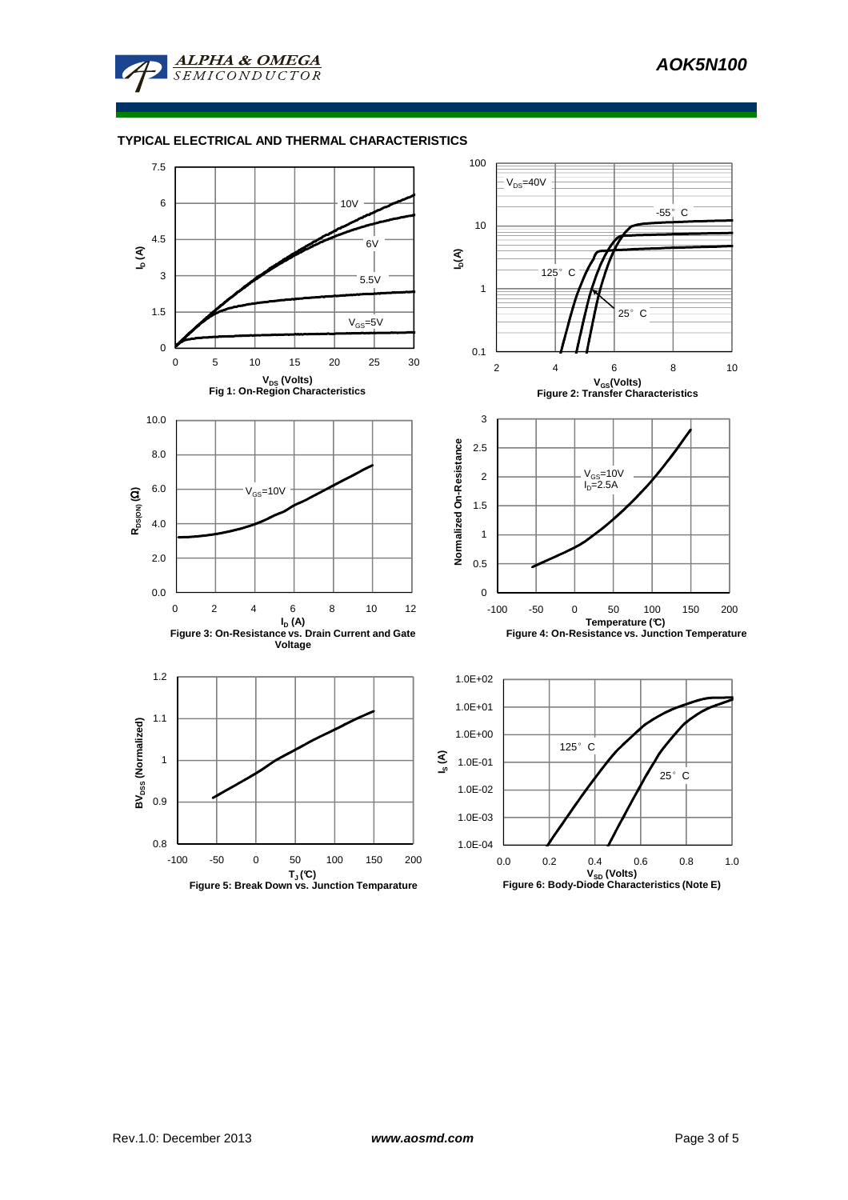## TYPICAL ELECTRICAL AND THERMAL CHARACTERISTICS

Fig 1: On-Region Characteristics

Figure 2: Transfer Characteristics

Figure 3: On-Resistance vs. Drain Current and Gate Voltage

Figure 4: On-Resistance vs. Junction Temperature

Figure 5: Break Down vs. Junction Temparature

Figure 6: Body-Diode Characteristics (Note E)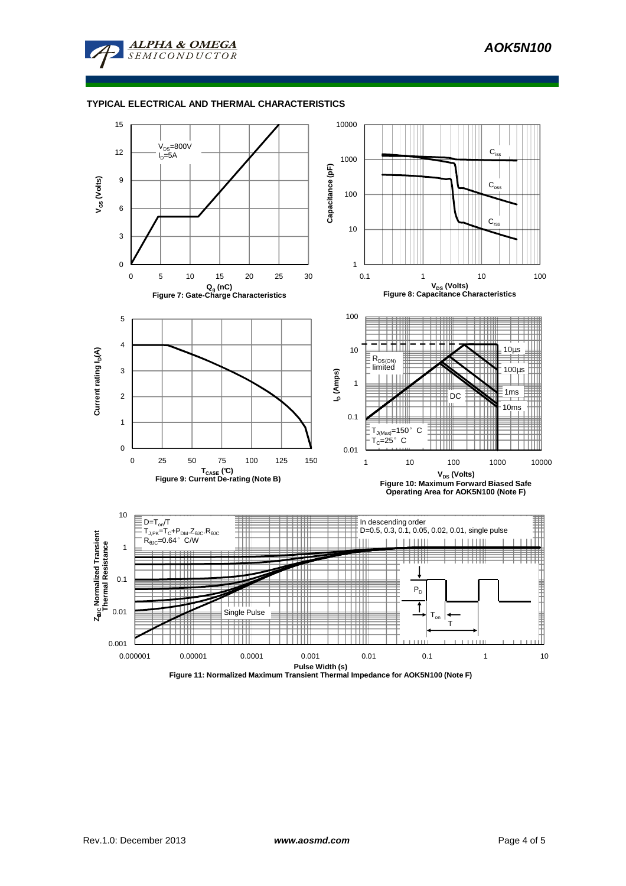## TYPICAL ELECTRICAL AND THERMAL CHARACTERISTICS

$V_{DS}$=800V
$I_D$=5A

Figure 7: Gate-Charge Characteristics

Figure 8: Capacitance Characteristics

Figure 9: Current De-rating (Note B)

$T_{J(Max)}$=150° C
$T_C$=25° C

Figure 10: Maximum Forward Biased Safe Operating Area for AOK5N100 (Note F)

D=$T_{on}$/T
$T_{J,PK}$=$T_C$+$P_{DM}$.$Z_{\theta JC}$.$R_{\theta JC}$
$R_{\theta JC}$=0.64° C/W

In descending order
D=0.5, 0.3, 0.1, 0.05, 0.02, 0.01, single pulse

Figure 11: Normalized Maximum Transient Thermal Impedance for AOK5N100 (Note F)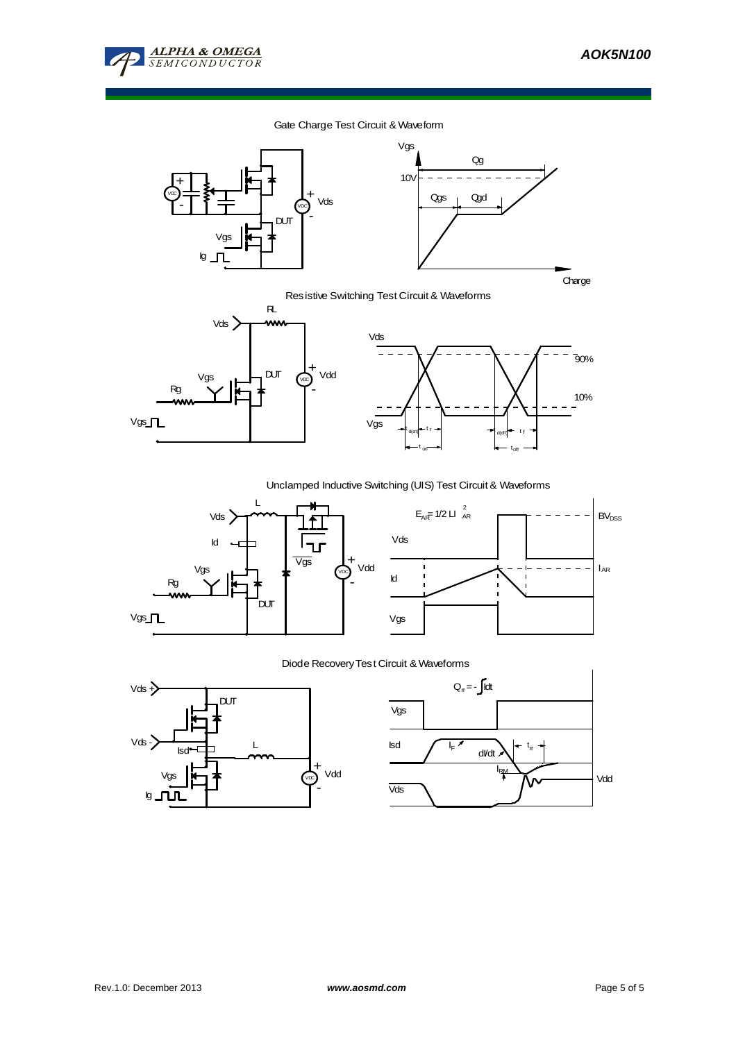Gate Charge Test Circuit & Waveform

VDC
DUT
Vds
Vgs
Ig

Vgs
Qg
10V
Qgs
Qgd
Charge

Resistive Switching Test Circuit & Waveforms

RL
Vds
Vgs
Rg
DUT
Vdd
Vgs

Vds
90%
10%
Vgs
$t_{d(on)}$
$t_r$
$t_{on}$
$t_{d(off)}$
$t_f$
$t_{off}$

Unclamped Inductive Switching (UIS) Test Circuit & Waveforms

L
Vds
Id
Vgs
Rg
DUT
Vgs
Vdd
Vgs

$E_{AR} = 1/2\ LI_{AR}^2$
$BV_{DSS}$
Vds
Id
$I_{AR}$
Vgs

Diode Recovery Test Circuit & Waveforms

Vds +
DUT
Vds -
Isd
L
Vgs
Ig
Vdd

$Q_{rr} = -\int Idt$
Vgs
Isd
$I_F$
dI/dt
$t_{rr}$
$I_{RM}$
Vdd
Vds